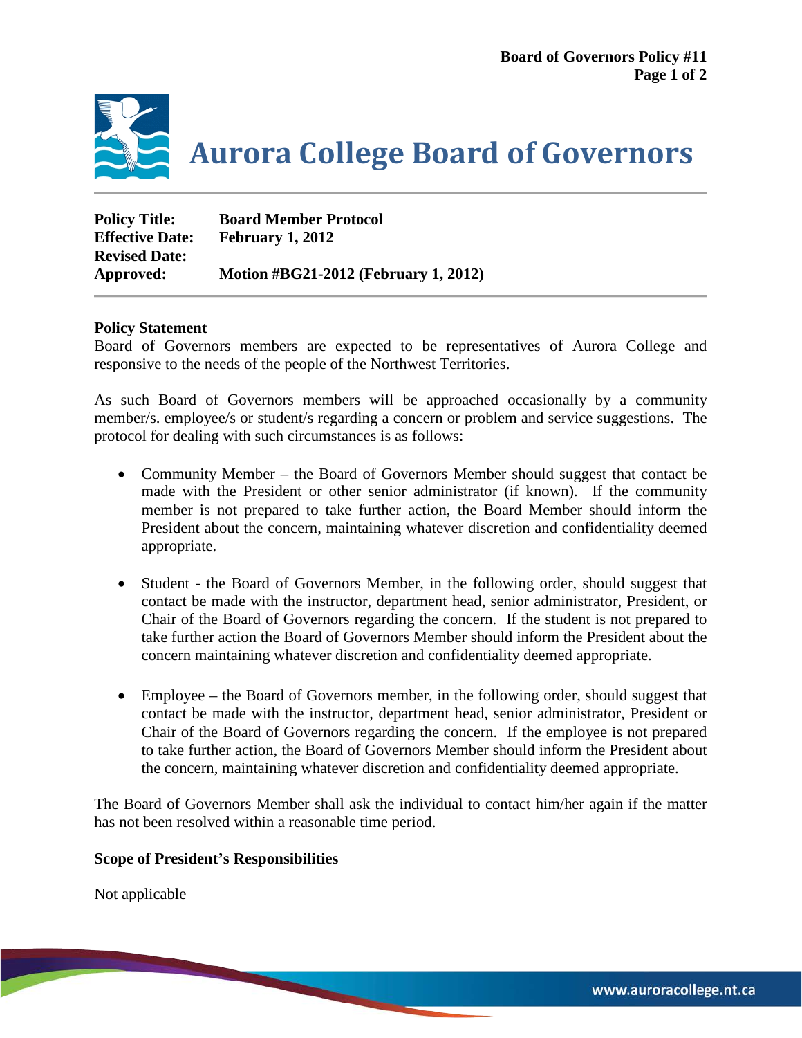# Aurora College Board of Governors

**Policy Title:** **Board Member Protocol**
**Effective Date:** **February 1, 2012**
**Revised Date:**
**Approved:** **Motion #BG21-2012 (February 1, 2012)**

---

**Policy Statement**

Board of Governors members are expected to be representatives of Aurora College and responsive to the needs of the people of the Northwest Territories.

As such Board of Governors members will be approached occasionally by a community member/s. employee/s or student/s regarding a concern or problem and service suggestions. The protocol for dealing with such circumstances is as follows:

- Community Member – the Board of Governors Member should suggest that contact be made with the President or other senior administrator (if known). If the community member is not prepared to take further action, the Board Member should inform the President about the concern, maintaining whatever discretion and confidentiality deemed appropriate.

- Student - the Board of Governors Member, in the following order, should suggest that contact be made with the instructor, department head, senior administrator, President, or Chair of the Board of Governors regarding the concern. If the student is not prepared to take further action the Board of Governors Member should inform the President about the concern maintaining whatever discretion and confidentiality deemed appropriate.

- Employee – the Board of Governors member, in the following order, should suggest that contact be made with the instructor, department head, senior administrator, President or Chair of the Board of Governors regarding the concern. If the employee is not prepared to take further action, the Board of Governors Member should inform the President about the concern, maintaining whatever discretion and confidentiality deemed appropriate.

The Board of Governors Member shall ask the individual to contact him/her again if the matter has not been resolved within a reasonable time period.

**Scope of President's Responsibilities**

Not applicable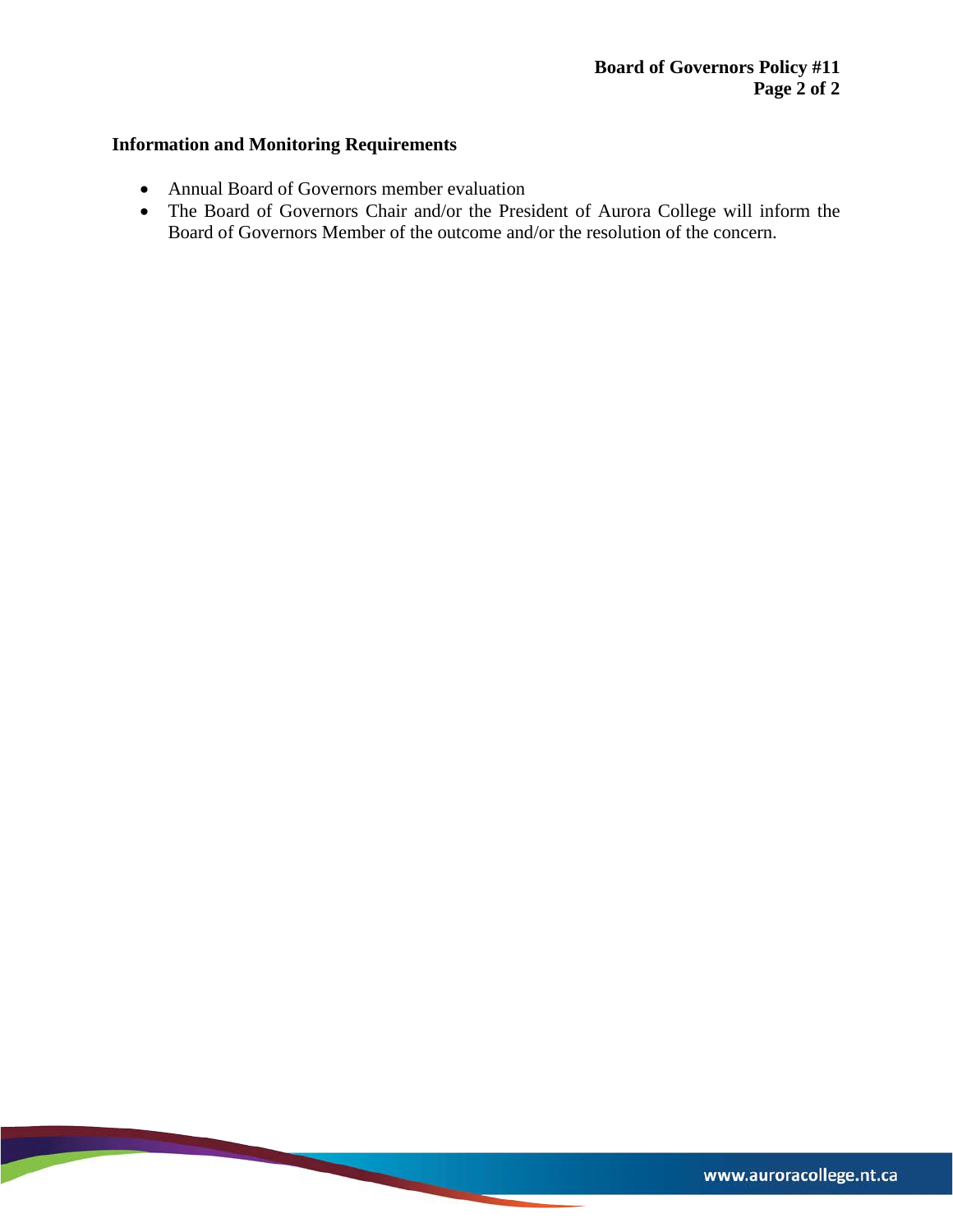**Information and Monitoring Requirements**

- Annual Board of Governors member evaluation
- The Board of Governors Chair and/or the President of Aurora College will inform the Board of Governors Member of the outcome and/or the resolution of the concern.